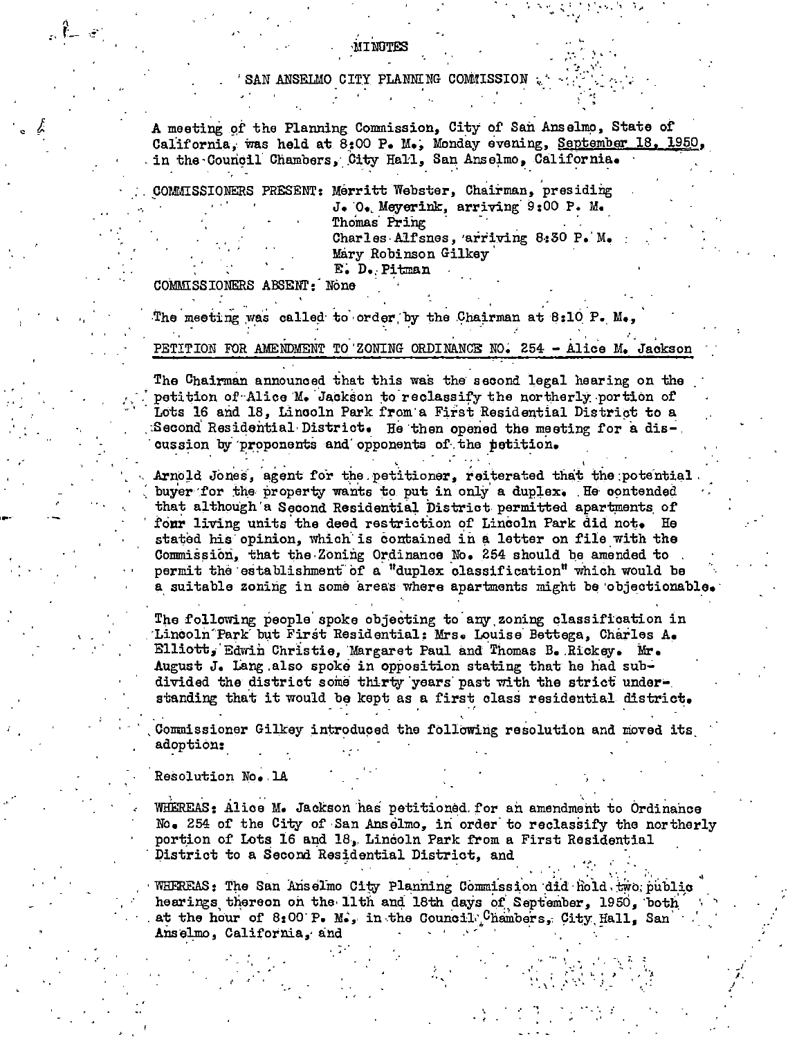# MINUTES

## SAN ANSELMO CITY PLANNING COMMISSION

A meeting of the Planning Commission, City of San Anselmo, State of California, was held at 8:00 P. M., Monday evening, September 18, 1950, in the Council Chambers, City Hall, San Anselmo, California.

COMMISSIONERS PRESENT: Merritt Webster, Chairman, presiding
J. O. Meyerink, arriving 9:00 P. M.
Thomas Pring
Charles Alfsnes, arriving 8:30 P. M.
Mary Robinson Gilkey
E. D. Pitman

COMMISSIONERS ABSENT: None

The meeting was called to order by the Chairman at 8:10 P. M.,

PETITION FOR AMENDMENT TO ZONING ORDINANCE NO. 254 - Alice M. Jackson

The Chairman announced that this was the second legal hearing on the petition of Alice M. Jackson to reclassify the northerly portion of Lots 16 and 18, Lincoln Park from a First Residential District to a Second Residential District. He then opened the meeting for a discussion by proponents and opponents of the petition.

Arnold Jones, agent for the petitioner, reiterated that the potential buyer for the property wants to put in only a duplex. He contended that although a Second Residential District permitted apartments of four living units the deed restriction of Lincoln Park did not. He stated his opinion, which is contained in a letter on file with the Commission, that the Zoning Ordinance No. 254 should be amended to permit the establishment of a "duplex classification" which would be a suitable zoning in some areas where apartments might be objectionable.

The following people spoke objecting to any zoning classification in Lincoln Park but First Residential: Mrs. Louise Bettega, Charles A. Elliott, Edwin Christie, Margaret Paul and Thomas B. Rickey. Mr. August J. Lang also spoke in opposition stating that he had subdivided the district some thirty years past with the strict understanding that it would be kept as a first class residential district.

Commissioner Gilkey introduced the following resolution and moved its adoption:

Resolution No. 1A

WHEREAS: Alice M. Jackson has petitioned for an amendment to Ordinance No. 254 of the City of San Anselmo, in order to reclassify the northerly portion of Lots 16 and 18, Lincoln Park from a First Residential District to a Second Residential District, and

WHEREAS: The San Anselmo City Planning Commission did hold two public hearings thereon on the 11th and 18th days of September, 1950, both at the hour of 8:00 P. M., in the Council Chambers, City Hall, San Anselmo, California, and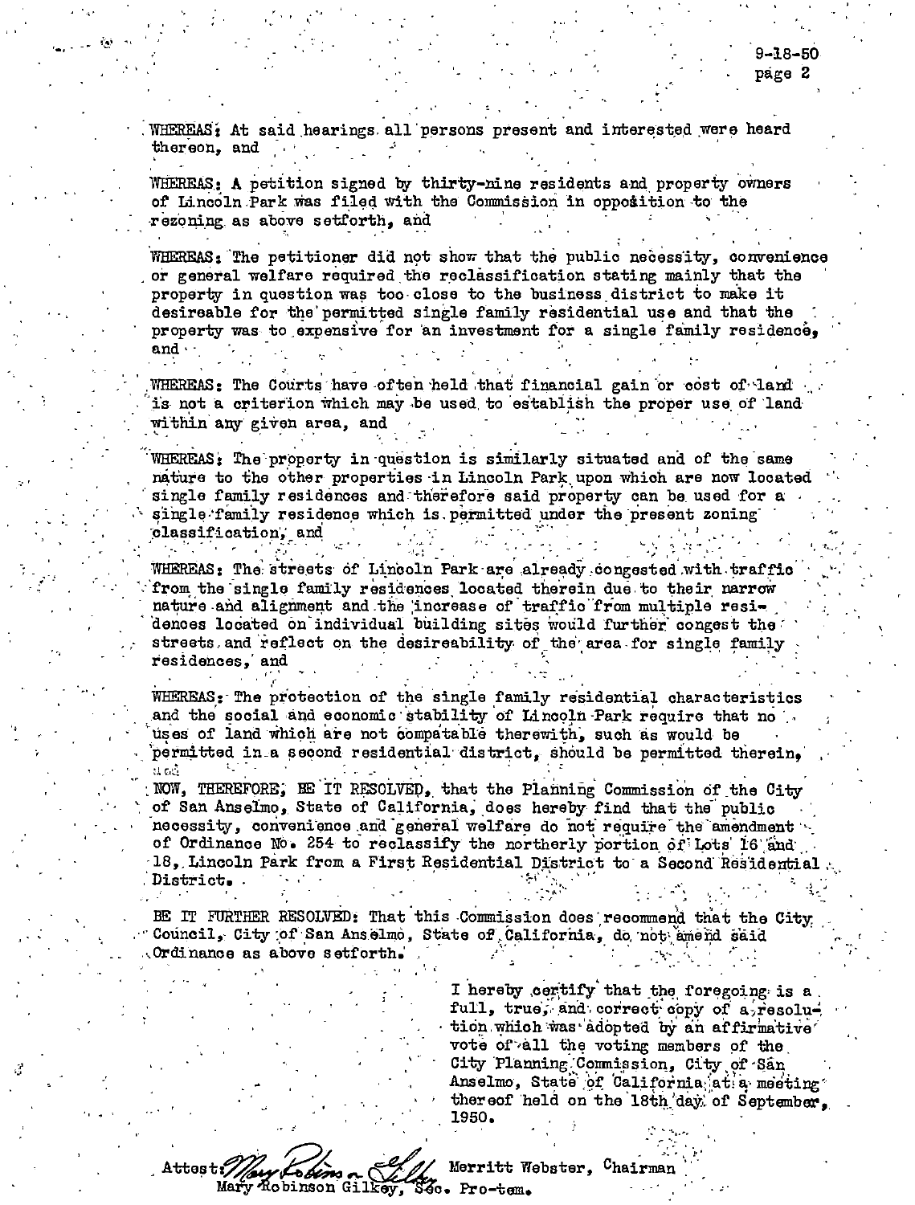9-18-50
page 2

WHEREAS: At said hearings all persons present and interested were heard thereon, and

WHEREAS: A petition signed by thirty-nine residents and property owners of Lincoln Park was filed with the Commission in opposition to the rezoning as above setforth, and

WHEREAS: The petitioner did not show that the public necessity, convenience or general welfare required the reclassification stating mainly that the property in question was too close to the business district to make it desireable for the permitted single family residential use and that the property was to expensive for an investment for a single family residence, and

WHEREAS: The Courts have often held that financial gain or cost of land is not a criterion which may be used to establish the proper use of land within any given area, and

WHEREAS: The property in question is similarly situated and of the same nature to the other properties in Lincoln Park upon which are now located single family residences and therefore said property can be used for a single family residence which is permitted under the present zoning classification, and

WHEREAS: The streets of Lincoln Park are already congested with traffic from the single family residences located therein due to their narrow nature and alignment and the increase of traffic from multiple residences located on individual building sites would further congest the streets and reflect on the desireability of the area for single family residences, and

WHEREAS: The protection of the single family residential characteristics and the social and economic stability of Lincoln Park require that no uses of land which are not compatable therewith, such as would be permitted in a second residential district, should be permitted therein, and

NOW, THEREFORE, BE IT RESOLVED, that the Planning Commission of the City of San Anselmo, State of California, does hereby find that the public necessity, convenience and general welfare do not require the amendment of Ordinance No. 254 to reclassify the northerly portion of Lots 16 and 18, Lincoln Park from a First Residential District to a Second Residential District.

BE IT FURTHER RESOLVED: That this Commission does recommend that the City Council, City of San Anselmo, State of California, do not amend said Ordinance as above setforth.

I hereby certify that the foregoing is a full, true, and correct copy of a resolution which was adopted by an affirmative vote of all the voting members of the City Planning Commission, City of San Anselmo, State of California at a meeting thereof held on the 18th day of September, 1950.

Attest: Mary Robinson Gilkey
Mary Robinson Gilkey, Sec. Pro-tem.

Merritt Webster, Chairman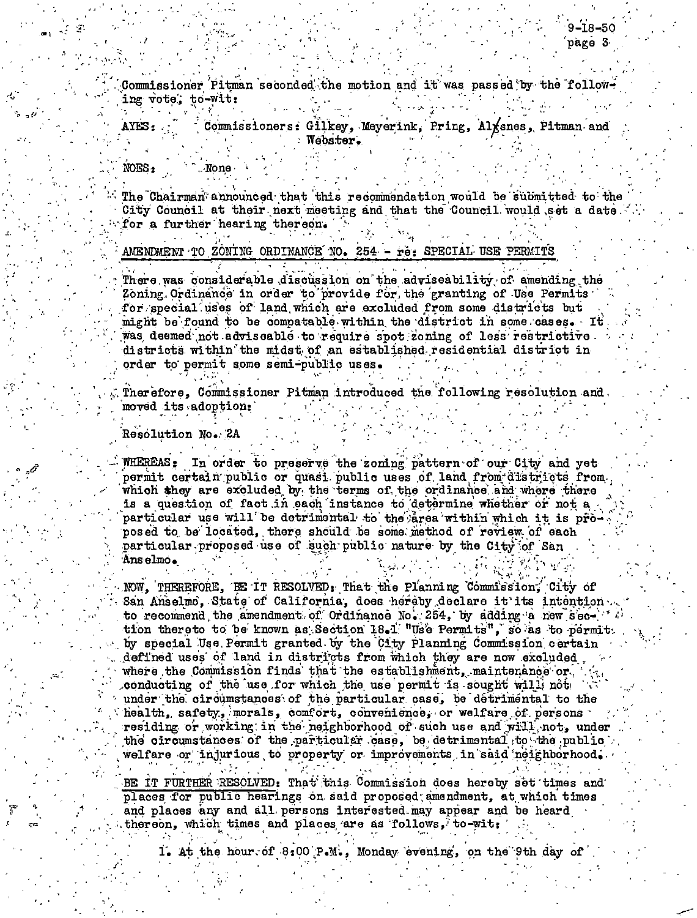Commissioner Pitman seconded the motion and it was passed by the following vote, to-wit:

AYES: Commissioners: Gilkey, Meyerink, Pring, Alsnes, Pitman and Webster.

NOES: None

The Chairman announced that this recommendation would be submitted to the City Council at their next meeting and that the Council would set a date for a further hearing thereon.

AMENDMENT TO ZONING ORDINANCE NO. 254 - re: SPECIAL USE PERMITS

There was considerable discussion on the adviseability of amending the Zoning Ordinance in order to provide for the granting of Use Permits for special uses of land which are excluded from some districts but might be found to be compatable within the district in some cases. It was deemed not adviseable to require spot zoning of less restrictive districts within the midst of an established residential district in order to permit some semi-public uses.

Therefore, Commissioner Pitman introduced the following resolution and moved its adoption:

Resolution No. 2A

WHEREAS: In order to preserve the zoning pattern of our City and yet permit certain public or quasi public uses of land from districts from which they are excluded by the terms of the ordinance and where there is a question of fact in each instance to determine whether or not a particular use will be detrimental to the area within which it is proposed to be located, there should be some method of review of each particular proposed use of such public nature by the City of San Anselmo.

NOW, THEREFORE, BE IT RESOLVED: That the Planning Commission, City of San Anselmo, State of California, does hereby declare it its intention to recommend the amendment of Ordinance No. 254, by adding a new section thereto to be known as Section 18.1 "Use Permits", so as to permit by special Use Permit granted by the City Planning Commission certain defined uses of land in districts from which they are now excluded, where the Commission finds that the establishment, maintenance or conducting of the use for which the use permit is sought will not under the circumstances of the particular case, be detrimental to the health, safety, morals, comfort, convenience, or welfare of persons residing or working in the neighborhood of such use and will not, under the circumstances of the particular case, be detrimental to the public welfare or injurious to property or improvements in said neighborhood.

BE IT FURTHER RESOLVED: That this Commission does hereby set times and places for public hearings on said proposed amendment, at which times and places any and all persons interested may appear and be heard thereon, which times and places are as follows, to-wit:

1. At the hour of 8:00 P.M., Monday evening, on the 9th day of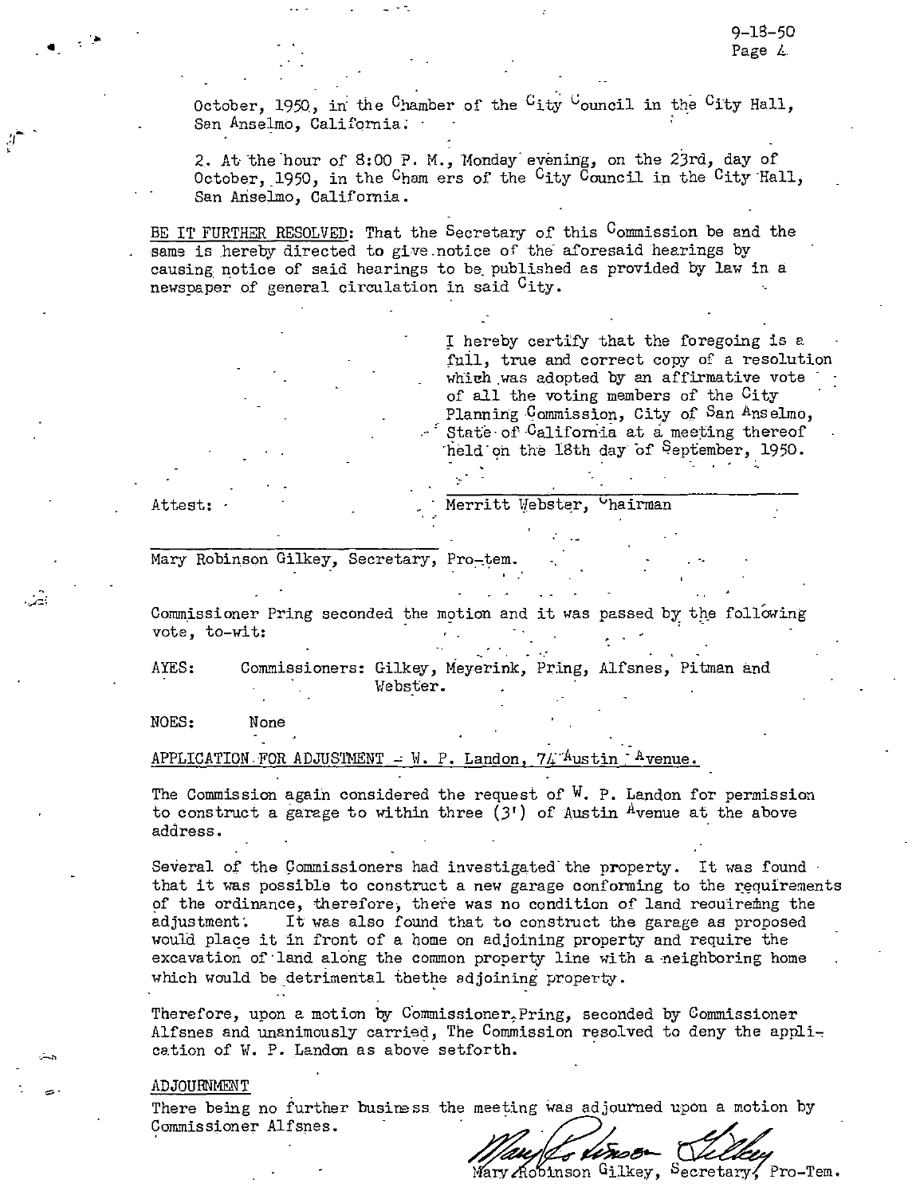October, 1950, in the Chamber of the City Council in the City Hall, San Anselmo, California.

2. At the hour of 8:00 P. M., Monday evening, on the 23rd, day of October, 1950, in the Cham ers of the City Council in the City Hall, San Anselmo, California.

BE IT FURTHER RESOLVED: That the Secretary of this Commission be and the same is hereby directed to give notice of the aforesaid hearings by causing notice of said hearings to be published as provided by law in a newspaper of general circulation in said City.

I hereby certify that the foregoing is a full, true and correct copy of a resolution which was adopted by an affirmative vote of all the voting members of the City Planning Commission, City of San Anselmo, State of California at a meeting thereof held on the 18th day of September, 1950.

Attest:

Merritt Webster, Chairman

Mary Robinson Gilkey, Secretary, Pro-tem.

Commissioner Pring seconded the motion and it was passed by the following vote, to-wit:

AYES: Commissioners: Gilkey, Meyerink, Pring, Alfsnes, Pitman and Webster.

NOES: None

APPLICATION FOR ADJUSTMENT - W. P. Landon, 74 Austin Avenue.

The Commission again considered the request of W. P. Landon for permission to construct a garage to within three (3') of Austin Avenue at the above address.

Several of the Commissioners had investigated the property. It was found that it was possible to construct a new garage conforming to the requirements of the ordinance, therefore, there was no condition of land recuireing the adjustment. It was also found that to construct the garage as proposed would place it in front of a home on adjoining property and require the excavation of land along the common property line with a neighboring home which would be detrimental thethe adjoining property.

Therefore, upon a motion by Commissioner Pring, seconded by Commissioner Alfsnes and unanimously carried, The Commission resolved to deny the application of W. P. Landon as above setforth.

ADJOURNMENT

There being no further business the meeting was adjourned upon a motion by Commissioner Alfsnes.

Mary Robinson Gilkey, Secretary, Pro-Tem.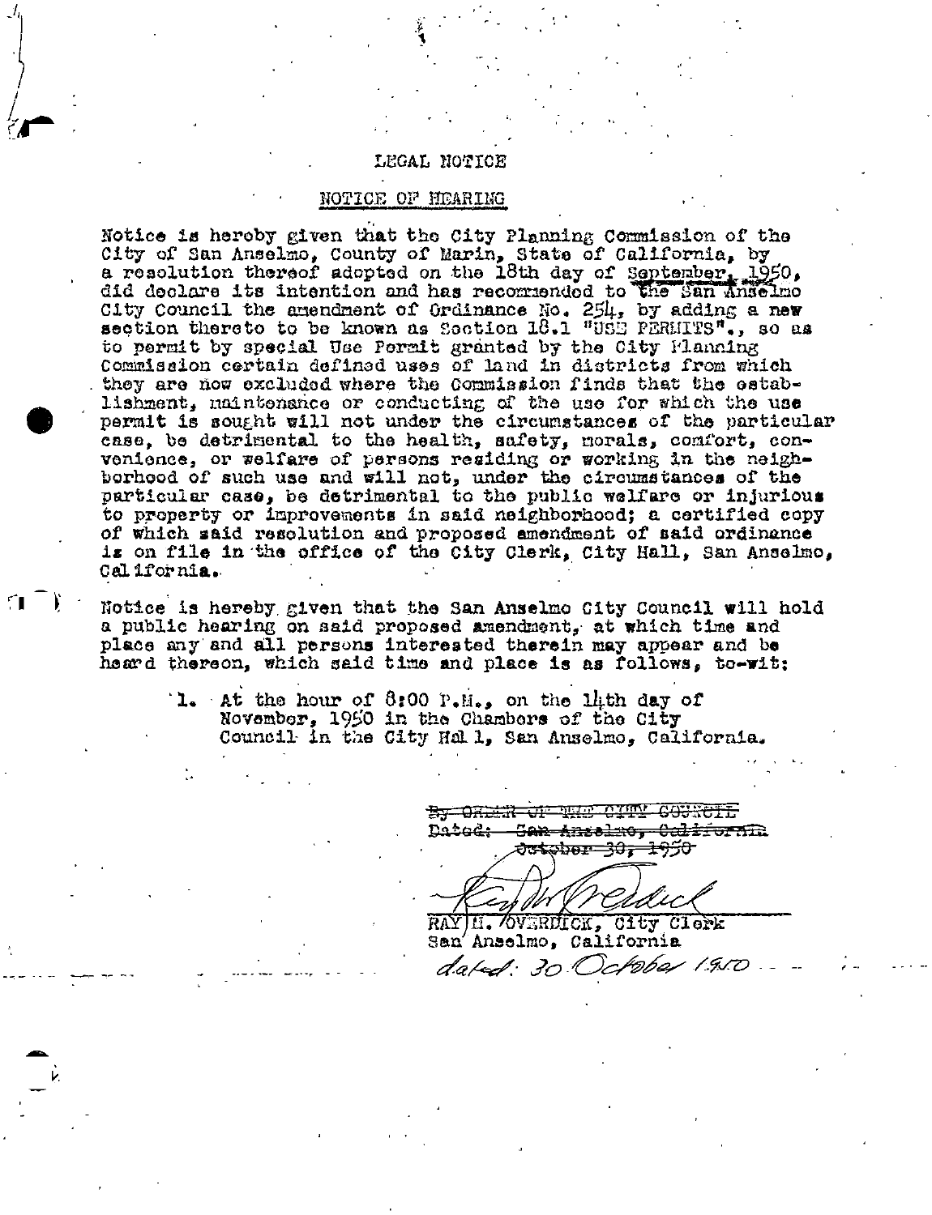LEGAL NOTICE

NOTICE OF HEARING

Notice is hereby given that the City Planning Commission of the City of San Anselmo, County of Marin, State of California, by a resolution thereof adopted on the 18th day of September, 1950, did declare its intention and has recommended to the San Anselmo City Council the amendment of Ordinance No. 254, by adding a new section thereto to be known as Section 18.1 "USE PERMITS"., so as to permit by special Use Permit granted by the City Planning Commission certain defined uses of land in districts from which they are now excluded where the Commission finds that the establishment, maintenance or conducting of the use for which the use permit is sought will not under the circumstances of the particular case, be detrimental to the health, safety, morals, comfort, convenience, or welfare of persons residing or working in the neighborhood of such use and will not, under the circumstances of the particular case, be detrimental to the public welfare or injurious to property or improvements in said neighborhood; a certified copy of which said resolution and proposed amendment of said ordinance is on file in the office of the City Clerk, City Hall, San Anselmo, California.

Notice is hereby given that the San Anselmo City Council will hold a public hearing on said proposed amendment, at which time and place any and all persons interested therein may appear and be heard thereon, which said time and place is as follows, to-wit:

1. At the hour of 8:00 P.M., on the 14th day of November, 1950 in the Chambers of the City Council in the City Hall, San Anselmo, California.

~~By ORDER OF THE CITY COUNCIL~~
~~Dated: San Anselmo, California~~
~~October 30, 1950~~

*Ray H. Overdick*

RAY H. OVERDICK, City Clerk
San Anselmo, California

*dated: 30 October 1950*